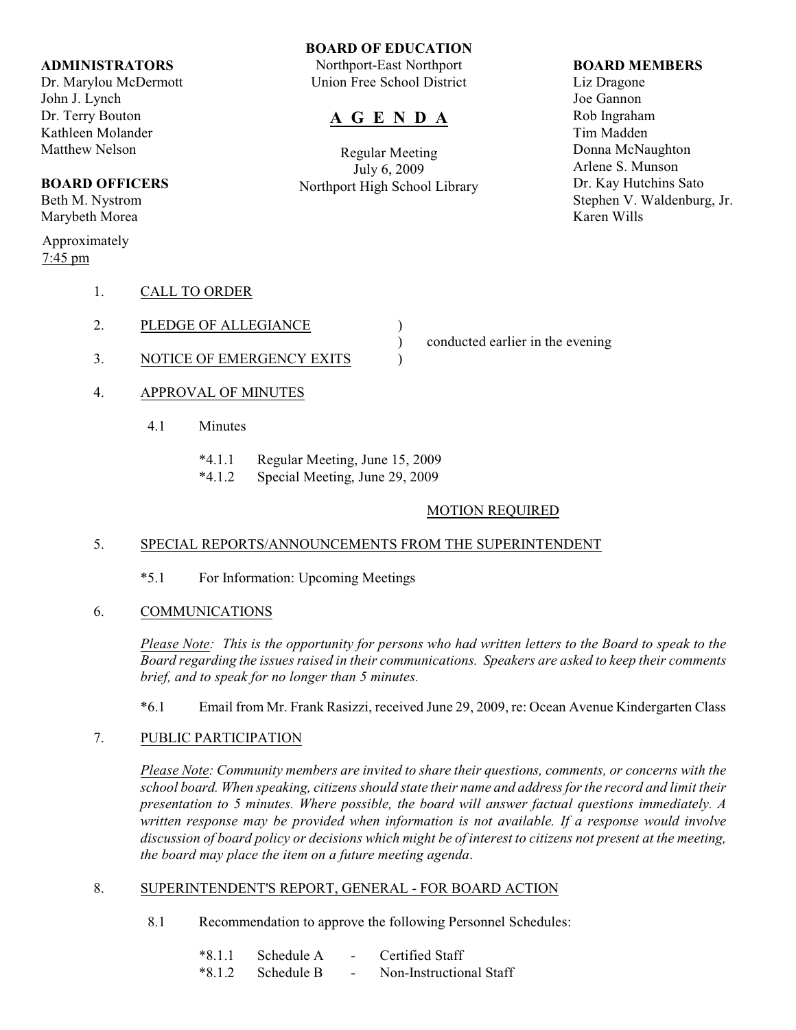**BOARD OF EDUCATION**
Northport-East Northport
Union Free School District

# A G E N D A

Regular Meeting
July 6, 2009
Northport High School Library

**ADMINISTRATORS**
Dr. Marylou McDermott
John J. Lynch
Dr. Terry Bouton
Kathleen Molander
Matthew Nelson

**BOARD OFFICERS**
Beth M. Nystrom
Marybeth Morea

**BOARD MEMBERS**
Liz Dragone
Joe Gannon
Rob Ingraham
Tim Madden
Donna McNaughton
Arlene S. Munson
Dr. Kay Hutchins Sato
Stephen V. Waldenburg, Jr.
Karen Wills

Approximately
7:45 pm

1. CALL TO ORDER

2. PLEDGE OF ALLEGIANCE ) conducted earlier in the evening

3. NOTICE OF EMERGENCY EXITS )

4. APPROVAL OF MINUTES

   4.1 Minutes

   *4.1.1 Regular Meeting, June 15, 2009
   *4.1.2 Special Meeting, June 29, 2009

   MOTION REQUIRED

5. SPECIAL REPORTS/ANNOUNCEMENTS FROM THE SUPERINTENDENT

   *5.1 For Information: Upcoming Meetings

6. COMMUNICATIONS

   *Please Note: This is the opportunity for persons who had written letters to the Board to speak to the Board regarding the issues raised in their communications. Speakers are asked to keep their comments brief, and to speak for no longer than 5 minutes.*

   *6.1 Email from Mr. Frank Rasizzi, received June 29, 2009, re: Ocean Avenue Kindergarten Class

7. PUBLIC PARTICIPATION

   *Please Note: Community members are invited to share their questions, comments, or concerns with the school board. When speaking, citizens should state their name and address for the record and limit their presentation to 5 minutes. Where possible, the board will answer factual questions immediately. A written response may be provided when information is not available. If a response would involve discussion of board policy or decisions which might be of interest to citizens not present at the meeting, the board may place the item on a future meeting agenda.*

8. SUPERINTENDENT'S REPORT, GENERAL - FOR BOARD ACTION

   8.1 Recommendation to approve the following Personnel Schedules:

   *8.1.1 Schedule A - Certified Staff
   *8.1.2 Schedule B - Non-Instructional Staff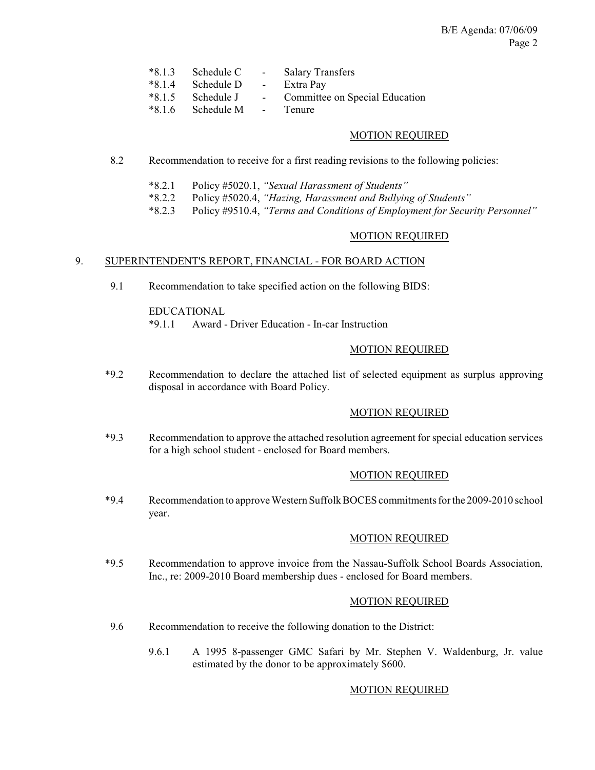*8.1.3 Schedule C - Salary Transfers
*8.1.4 Schedule D - Extra Pay
*8.1.5 Schedule J - Committee on Special Education
*8.1.6 Schedule M - Tenure

MOTION REQUIRED

8.2 Recommendation to receive for a first reading revisions to the following policies:

*8.2.1 Policy #5020.1, *"Sexual Harassment of Students"*
*8.2.2 Policy #5020.4, *"Hazing, Harassment and Bullying of Students"*
*8.2.3 Policy #9510.4, *"Terms and Conditions of Employment for Security Personnel"*

MOTION REQUIRED

## 9. SUPERINTENDENT'S REPORT, FINANCIAL - FOR BOARD ACTION

9.1 Recommendation to take specified action on the following BIDS:

EDUCATIONAL
*9.1.1 Award - Driver Education - In-car Instruction

MOTION REQUIRED

*9.2 Recommendation to declare the attached list of selected equipment as surplus approving disposal in accordance with Board Policy.

MOTION REQUIRED

*9.3 Recommendation to approve the attached resolution agreement for special education services for a high school student - enclosed for Board members.

MOTION REQUIRED

*9.4 Recommendation to approve Western Suffolk BOCES commitments for the 2009-2010 school year.

MOTION REQUIRED

*9.5 Recommendation to approve invoice from the Nassau-Suffolk School Boards Association, Inc., re: 2009-2010 Board membership dues - enclosed for Board members.

MOTION REQUIRED

9.6 Recommendation to receive the following donation to the District:

9.6.1 A 1995 8-passenger GMC Safari by Mr. Stephen V. Waldenburg, Jr. value estimated by the donor to be approximately $600.

MOTION REQUIRED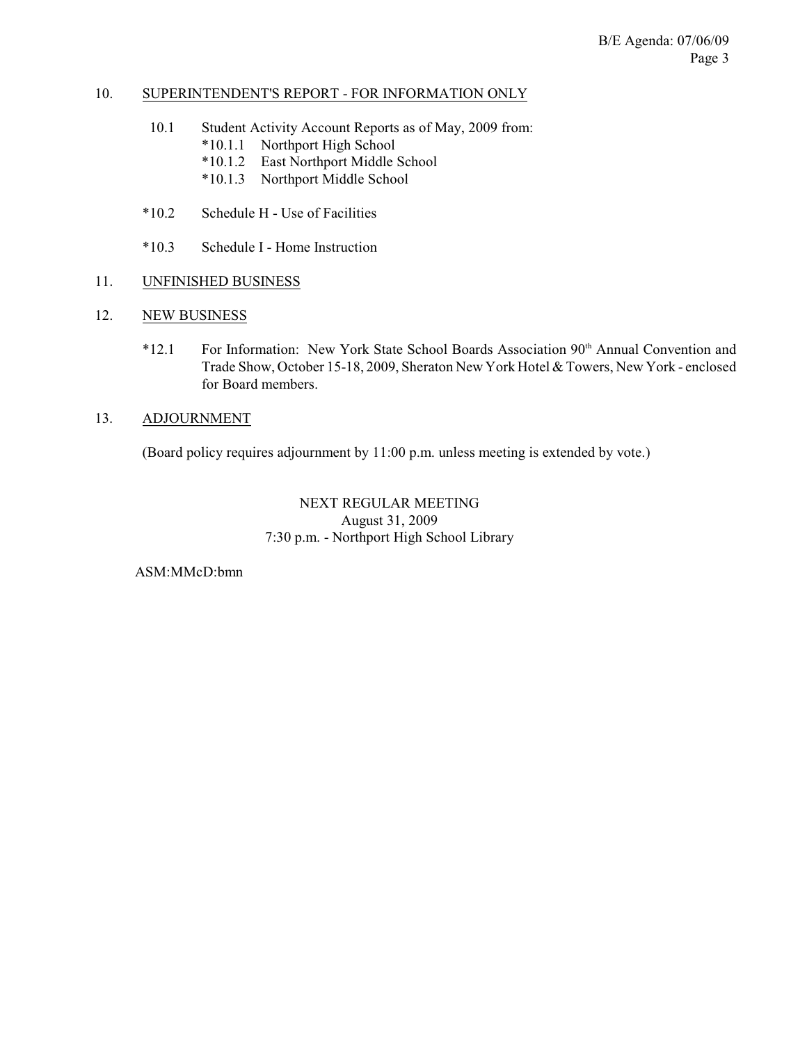10. SUPERINTENDENT'S REPORT - FOR INFORMATION ONLY

   10.1 Student Activity Account Reports as of May, 2009 from:
      *10.1.1 Northport High School
      *10.1.2 East Northport Middle School
      *10.1.3 Northport Middle School

   *10.2 Schedule H - Use of Facilities

   *10.3 Schedule I - Home Instruction

11. UNFINISHED BUSINESS

12. NEW BUSINESS

   *12.1 For Information: New York State School Boards Association 90th Annual Convention and Trade Show, October 15-18, 2009, Sheraton New York Hotel & Towers, New York - enclosed for Board members.

13. ADJOURNMENT

   (Board policy requires adjournment by 11:00 p.m. unless meeting is extended by vote.)

NEXT REGULAR MEETING
August 31, 2009
7:30 p.m. - Northport High School Library

ASM:MMcD:bmn